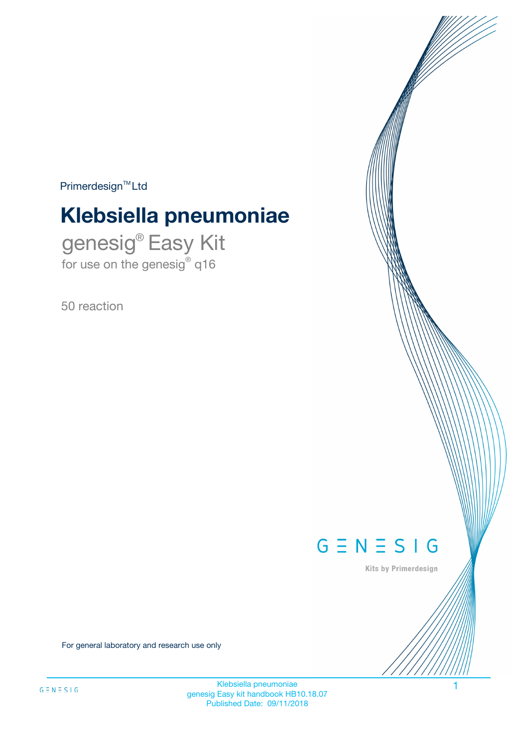Primerdesign™ Ltd

# Klebsiella pneumoniae

## genesig® Easy Kit

for use on the genesig® q16

50 reaction

GENESIG

Kits by Primerdesign

For general laboratory and research use only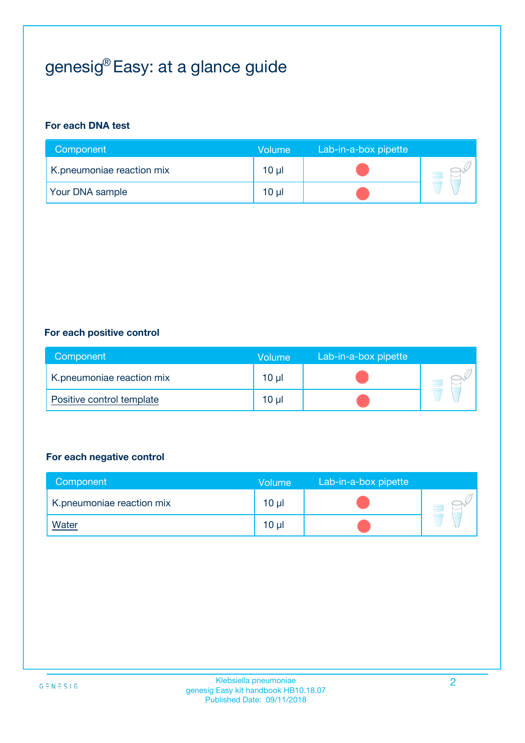# genesig® Easy: at a glance guide

**For each DNA test**

| Component | Volume | Lab-in-a-box pipette |
| --- | --- | --- |
| K.pneumoniae reaction mix | 10 µl | |
| Your DNA sample | 10 µl | |

**For each positive control**

| Component | Volume | Lab-in-a-box pipette |
| --- | --- | --- |
| K.pneumoniae reaction mix | 10 µl | |
| Positive control template | 10 µl | |

**For each negative control**

| Component | Volume | Lab-in-a-box pipette |
| --- | --- | --- |
| K.pneumoniae reaction mix | 10 µl | |
| Water | 10 µl | |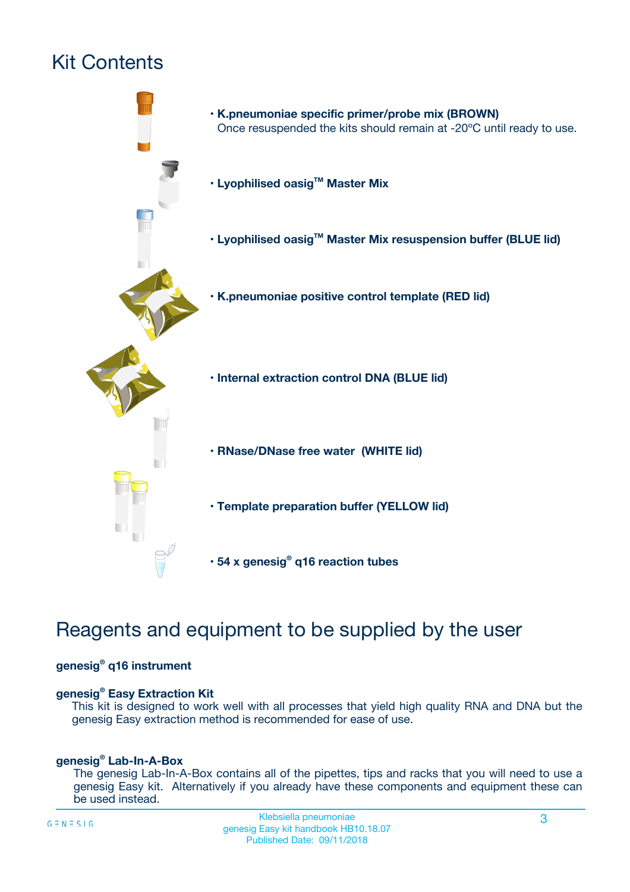# Kit Contents

- **K.pneumoniae specific primer/probe mix (BROWN)**
  Once resuspended the kits should remain at -20ºC until ready to use.
- **Lyophilised oasig™ Master Mix**
- **Lyophilised oasig™ Master Mix resuspension buffer (BLUE lid)**
- **K.pneumoniae positive control template (RED lid)**
- **Internal extraction control DNA (BLUE lid)**
- **RNase/DNase free water (WHITE lid)**
- **Template preparation buffer (YELLOW lid)**
- **54 x genesig® q16 reaction tubes**

# Reagents and equipment to be supplied by the user

**genesig® q16 instrument**

**genesig® Easy Extraction Kit**

This kit is designed to work well with all processes that yield high quality RNA and DNA but the genesig Easy extraction method is recommended for ease of use.

**genesig® Lab-In-A-Box**

The genesig Lab-In-A-Box contains all of the pipettes, tips and racks that you will need to use a genesig Easy kit. Alternatively if you already have these components and equipment these can be used instead.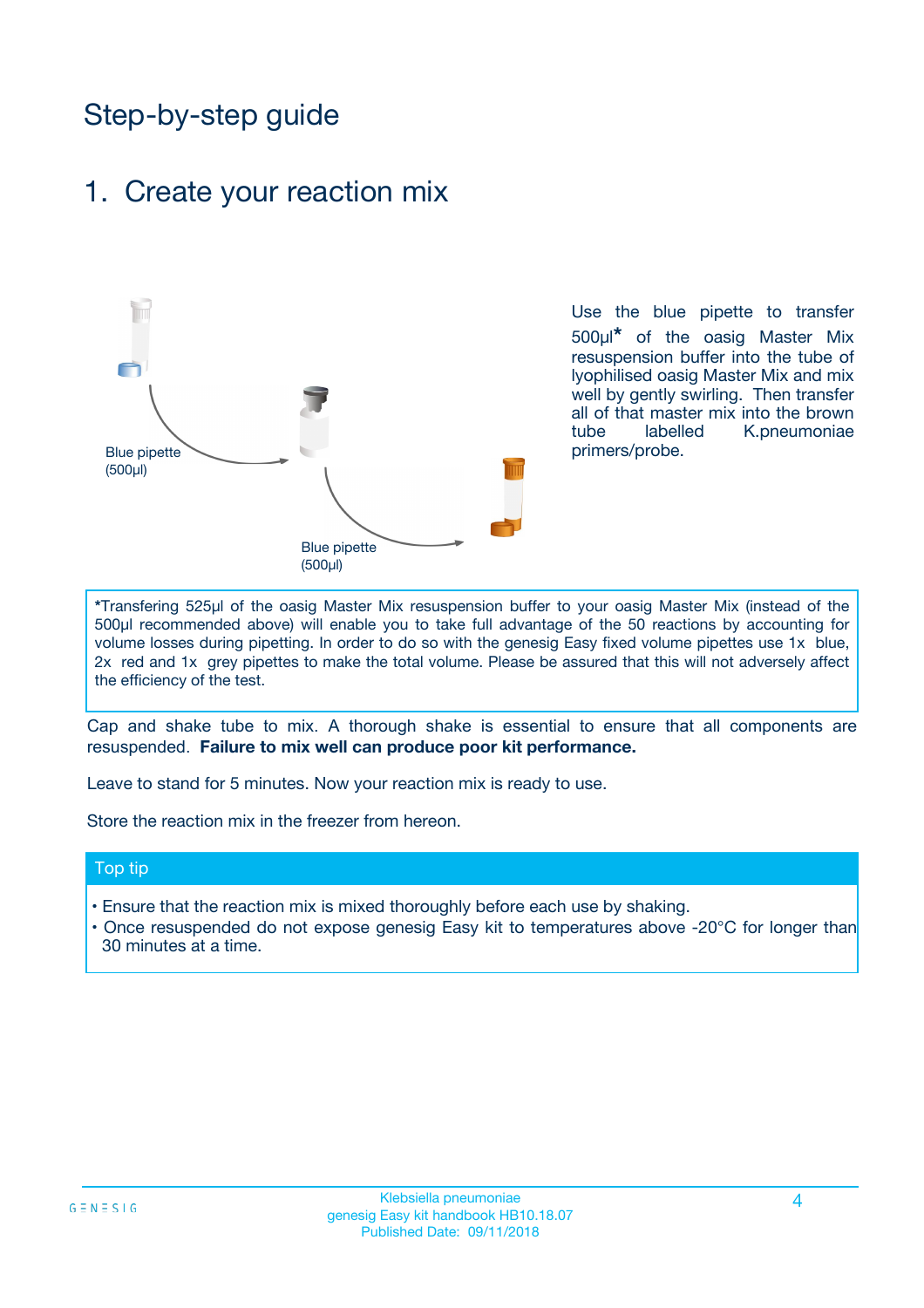# Step-by-step guide

## 1. Create your reaction mix

Blue pipette (500µl)

Blue pipette (500µl)

Use the blue pipette to transfer 500µl* of the oasig Master Mix resuspension buffer into the tube of lyophilised oasig Master Mix and mix well by gently swirling. Then transfer all of that master mix into the brown tube labelled K.pneumoniae primers/probe.

*Transfering 525µl of the oasig Master Mix resuspension buffer to your oasig Master Mix (instead of the 500µl recommended above) will enable you to take full advantage of the 50 reactions by accounting for volume losses during pipetting. In order to do so with the genesig Easy fixed volume pipettes use 1x blue, 2x red and 1x grey pipettes to make the total volume. Please be assured that this will not adversely affect the efficiency of the test.

Cap and shake tube to mix. A thorough shake is essential to ensure that all components are resuspended. **Failure to mix well can produce poor kit performance.**

Leave to stand for 5 minutes. Now your reaction mix is ready to use.

Store the reaction mix in the freezer from hereon.

### Top tip

- Ensure that the reaction mix is mixed thoroughly before each use by shaking.
- Once resuspended do not expose genesig Easy kit to temperatures above -20°C for longer than 30 minutes at a time.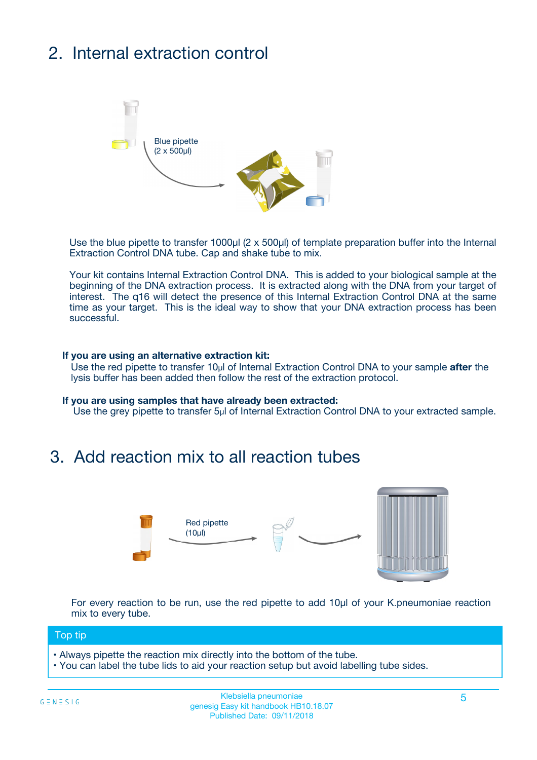## 2. Internal extraction control

Blue pipette
(2 x 500µl)

Use the blue pipette to transfer 1000µl (2 x 500µl) of template preparation buffer into the Internal Extraction Control DNA tube. Cap and shake tube to mix.

Your kit contains Internal Extraction Control DNA. This is added to your biological sample at the beginning of the DNA extraction process. It is extracted along with the DNA from your target of interest. The q16 will detect the presence of this Internal Extraction Control DNA at the same time as your target. This is the ideal way to show that your DNA extraction process has been successful.

**If you are using an alternative extraction kit:**
Use the red pipette to transfer 10µl of Internal Extraction Control DNA to your sample **after** the lysis buffer has been added then follow the rest of the extraction protocol.

**If you are using samples that have already been extracted:**
Use the grey pipette to transfer 5µl of Internal Extraction Control DNA to your extracted sample.

## 3. Add reaction mix to all reaction tubes

Red pipette
(10µl)

For every reaction to be run, use the red pipette to add 10µl of your K.pneumoniae reaction mix to every tube.

**Top tip**

- Always pipette the reaction mix directly into the bottom of the tube.
- You can label the tube lids to aid your reaction setup but avoid labelling tube sides.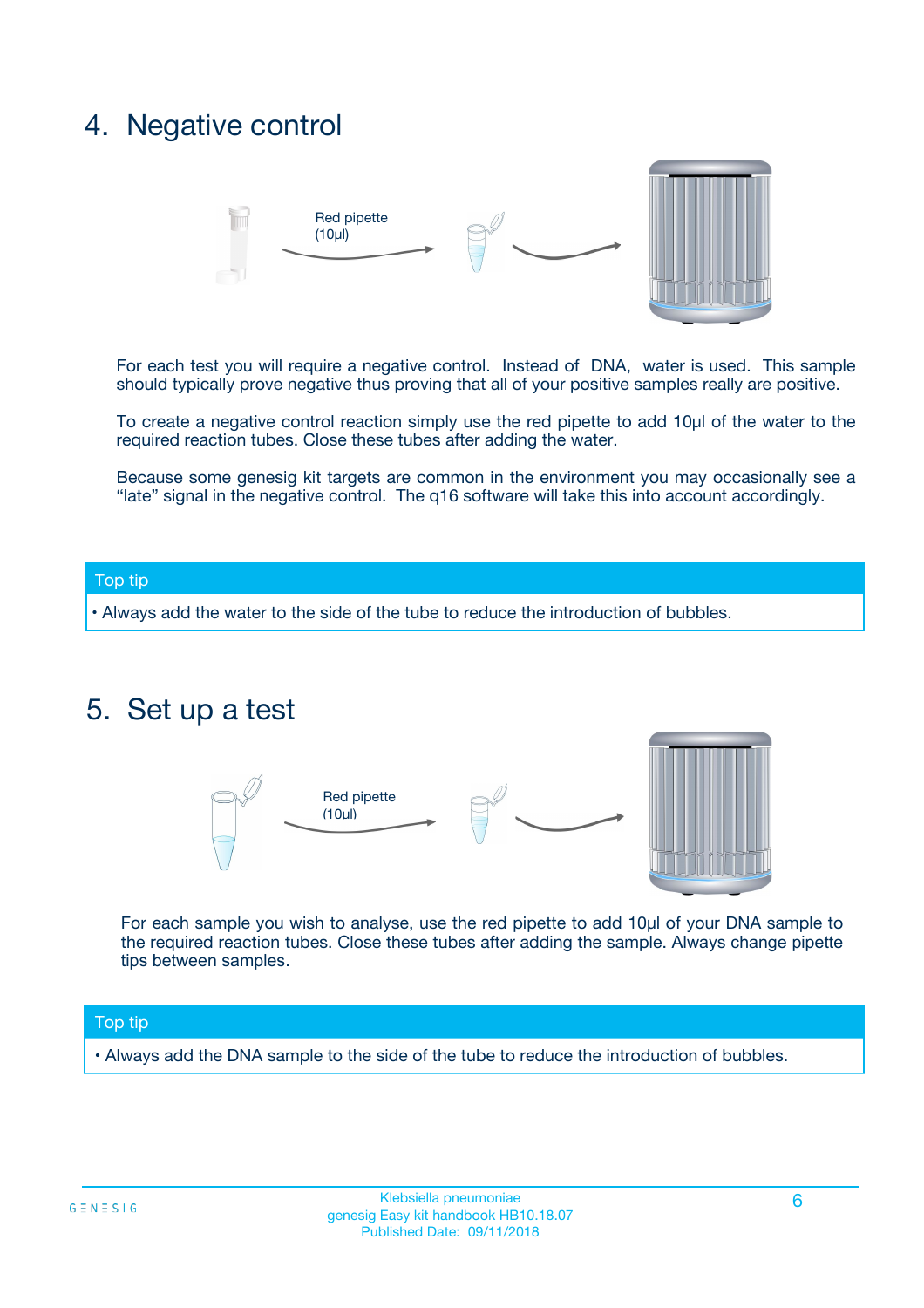## 4. Negative control

Red pipette (10µl)

For each test you will require a negative control. Instead of DNA, water is used. This sample should typically prove negative thus proving that all of your positive samples really are positive.

To create a negative control reaction simply use the red pipette to add 10µl of the water to the required reaction tubes. Close these tubes after adding the water.

Because some genesig kit targets are common in the environment you may occasionally see a "late" signal in the negative control. The q16 software will take this into account accordingly.

**Top tip**

- Always add the water to the side of the tube to reduce the introduction of bubbles.

## 5. Set up a test

Red pipette (10µl)

For each sample you wish to analyse, use the red pipette to add 10µl of your DNA sample to the required reaction tubes. Close these tubes after adding the sample. Always change pipette tips between samples.

**Top tip**

- Always add the DNA sample to the side of the tube to reduce the introduction of bubbles.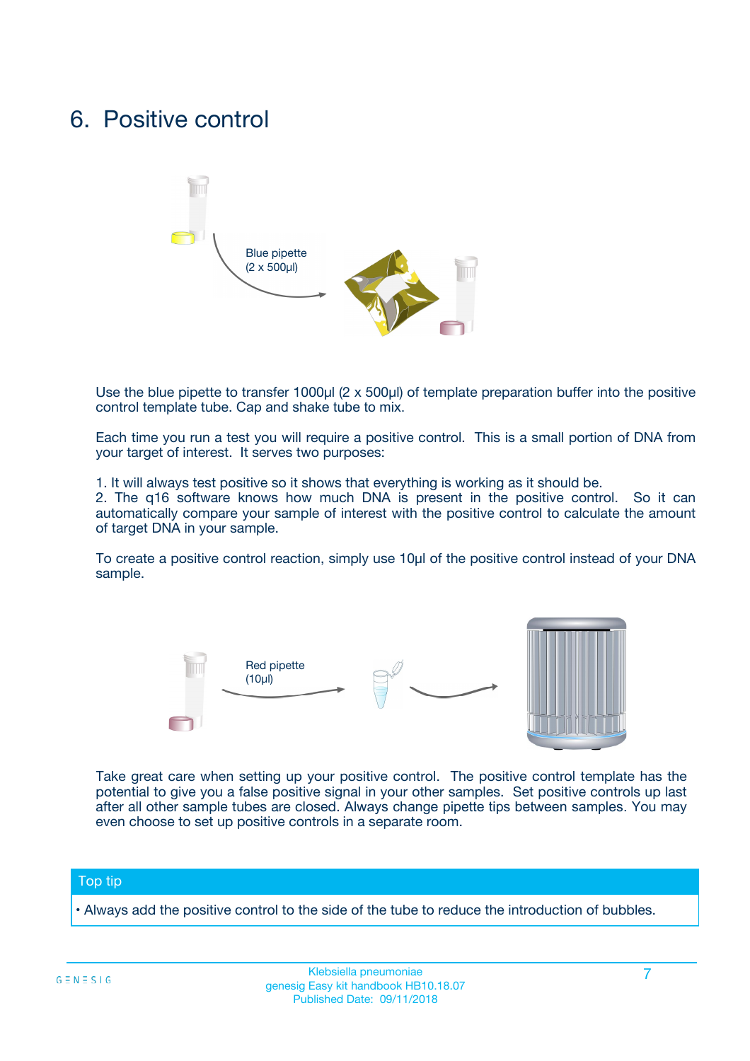# 6. Positive control

Blue pipette
(2 x 500µl)

Use the blue pipette to transfer 1000µl (2 x 500µl) of template preparation buffer into the positive control template tube. Cap and shake tube to mix.

Each time you run a test you will require a positive control. This is a small portion of DNA from your target of interest. It serves two purposes:

1. It will always test positive so it shows that everything is working as it should be.
2. The q16 software knows how much DNA is present in the positive control. So it can automatically compare your sample of interest with the positive control to calculate the amount of target DNA in your sample.

To create a positive control reaction, simply use 10µl of the positive control instead of your DNA sample.

Red pipette
(10µl)

Take great care when setting up your positive control. The positive control template has the potential to give you a false positive signal in your other samples. Set positive controls up last after all other sample tubes are closed. Always change pipette tips between samples. You may even choose to set up positive controls in a separate room.

## Top tip

• Always add the positive control to the side of the tube to reduce the introduction of bubbles.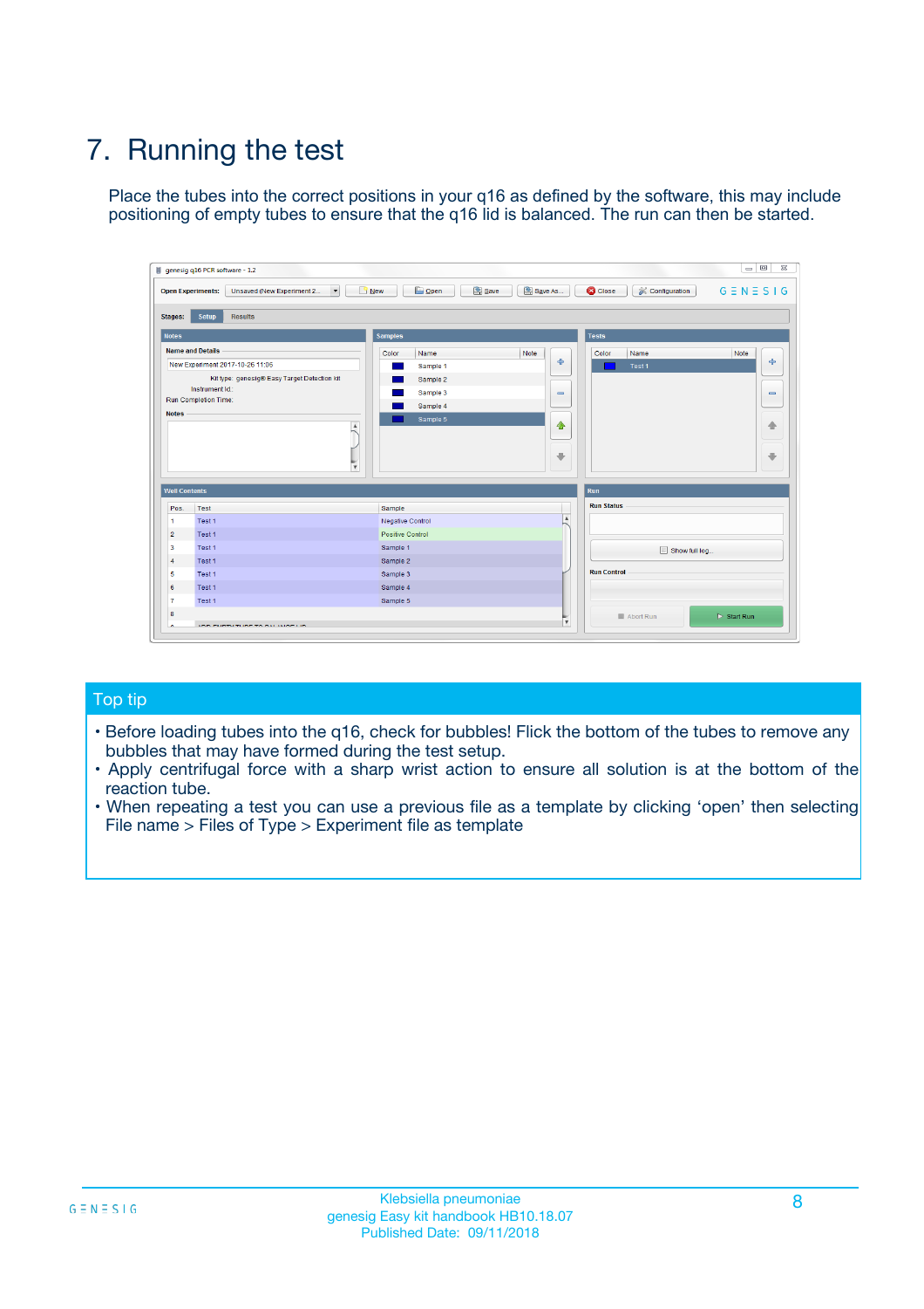# 7. Running the test

Place the tubes into the correct positions in your q16 as defined by the software, this may include positioning of empty tubes to ensure that the q16 lid is balanced. The run can then be started.

## Top tip

- Before loading tubes into the q16, check for bubbles! Flick the bottom of the tubes to remove any bubbles that may have formed during the test setup.
- Apply centrifugal force with a sharp wrist action to ensure all solution is at the bottom of the reaction tube.
- When repeating a test you can use a previous file as a template by clicking 'open' then selecting File name > Files of Type > Experiment file as template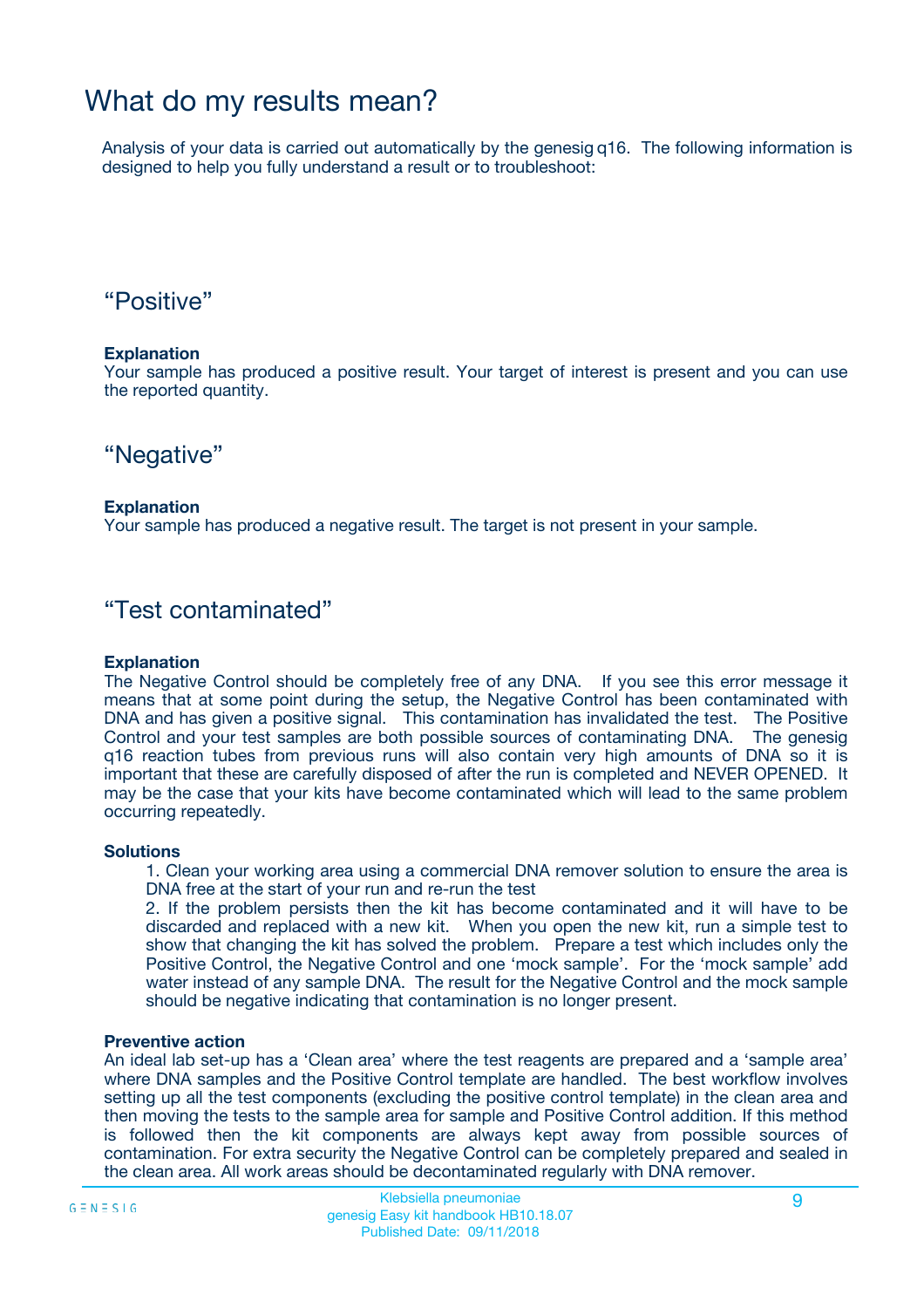# What do my results mean?

Analysis of your data is carried out automatically by the genesig q16. The following information is designed to help you fully understand a result or to troubleshoot:

## “Positive”

**Explanation**

Your sample has produced a positive result. Your target of interest is present and you can use the reported quantity.

## “Negative”

**Explanation**

Your sample has produced a negative result. The target is not present in your sample.

## “Test contaminated”

**Explanation**

The Negative Control should be completely free of any DNA. If you see this error message it means that at some point during the setup, the Negative Control has been contaminated with DNA and has given a positive signal. This contamination has invalidated the test. The Positive Control and your test samples are both possible sources of contaminating DNA. The genesig q16 reaction tubes from previous runs will also contain very high amounts of DNA so it is important that these are carefully disposed of after the run is completed and NEVER OPENED. It may be the case that your kits have become contaminated which will lead to the same problem occurring repeatedly.

**Solutions**

1. Clean your working area using a commercial DNA remover solution to ensure the area is DNA free at the start of your run and re-run the test
2. If the problem persists then the kit has become contaminated and it will have to be discarded and replaced with a new kit. When you open the new kit, run a simple test to show that changing the kit has solved the problem. Prepare a test which includes only the Positive Control, the Negative Control and one ‘mock sample’. For the ‘mock sample’ add water instead of any sample DNA. The result for the Negative Control and the mock sample should be negative indicating that contamination is no longer present.

**Preventive action**

An ideal lab set-up has a ‘Clean area’ where the test reagents are prepared and a ‘sample area’ where DNA samples and the Positive Control template are handled. The best workflow involves setting up all the test components (excluding the positive control template) in the clean area and then moving the tests to the sample area for sample and Positive Control addition. If this method is followed then the kit components are always kept away from possible sources of contamination. For extra security the Negative Control can be completely prepared and sealed in the clean area. All work areas should be decontaminated regularly with DNA remover.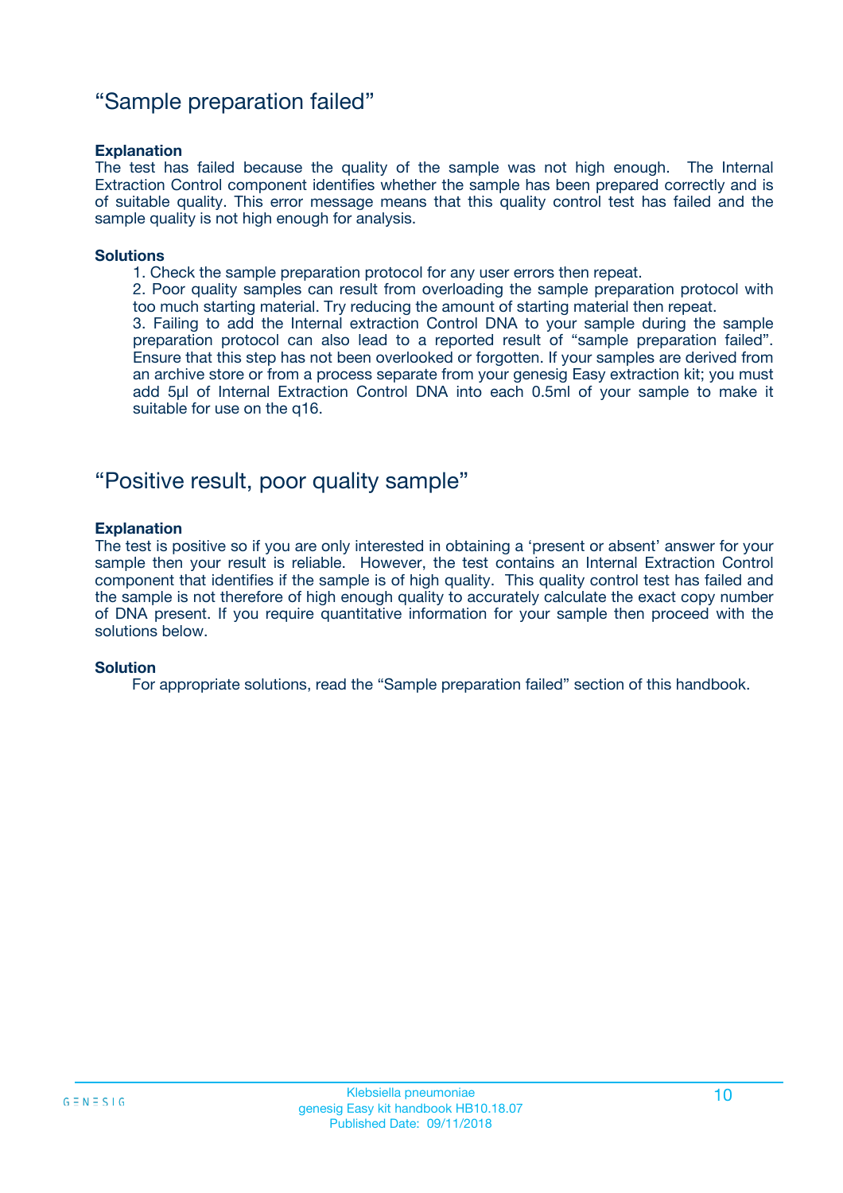## “Sample preparation failed”

**Explanation**

The test has failed because the quality of the sample was not high enough. The Internal Extraction Control component identifies whether the sample has been prepared correctly and is of suitable quality. This error message means that this quality control test has failed and the sample quality is not high enough for analysis.

**Solutions**

1. Check the sample preparation protocol for any user errors then repeat.
2. Poor quality samples can result from overloading the sample preparation protocol with too much starting material. Try reducing the amount of starting material then repeat.
3. Failing to add the Internal extraction Control DNA to your sample during the sample preparation protocol can also lead to a reported result of “sample preparation failed”. Ensure that this step has not been overlooked or forgotten. If your samples are derived from an archive store or from a process separate from your genesig Easy extraction kit; you must add 5µl of Internal Extraction Control DNA into each 0.5ml of your sample to make it suitable for use on the q16.

## “Positive result, poor quality sample”

**Explanation**

The test is positive so if you are only interested in obtaining a ‘present or absent’ answer for your sample then your result is reliable. However, the test contains an Internal Extraction Control component that identifies if the sample is of high quality. This quality control test has failed and the sample is not therefore of high enough quality to accurately calculate the exact copy number of DNA present. If you require quantitative information for your sample then proceed with the solutions below.

**Solution**

For appropriate solutions, read the “Sample preparation failed” section of this handbook.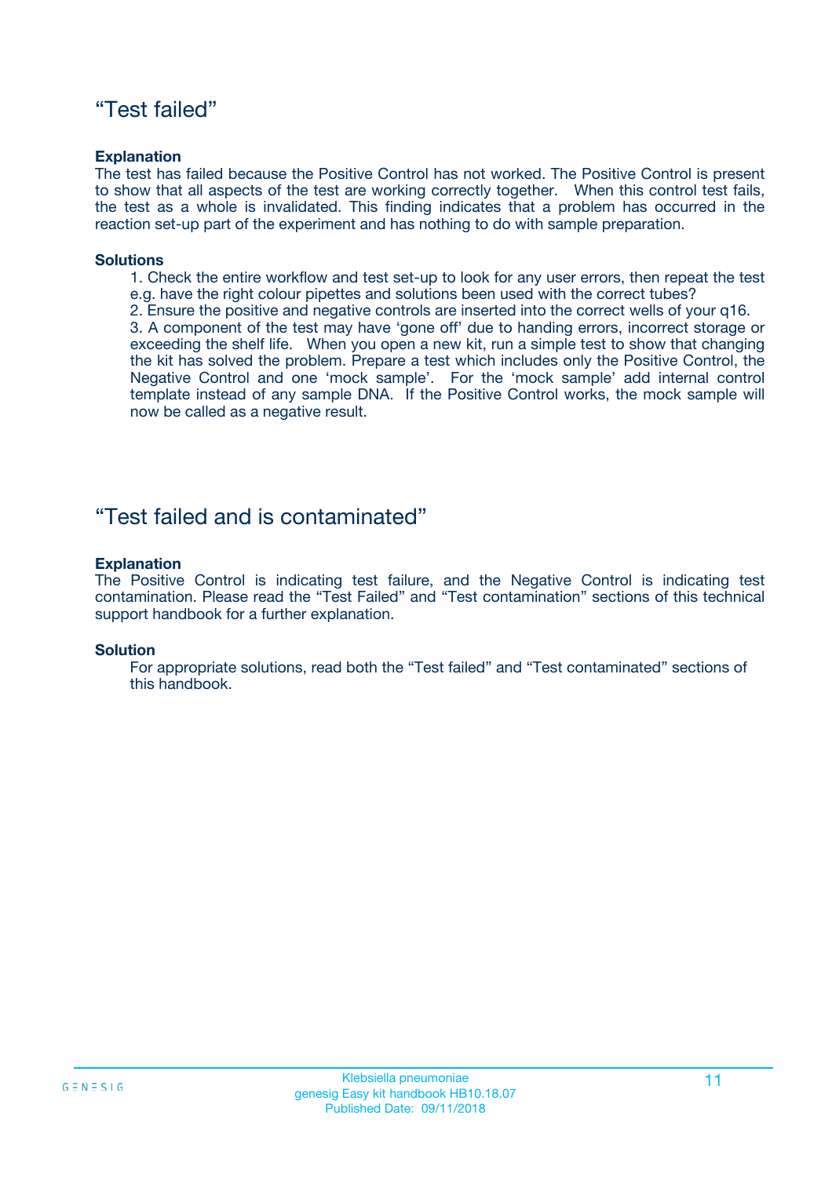## “Test failed”

**Explanation**

The test has failed because the Positive Control has not worked. The Positive Control is present to show that all aspects of the test are working correctly together. When this control test fails, the test as a whole is invalidated. This finding indicates that a problem has occurred in the reaction set-up part of the experiment and has nothing to do with sample preparation.

**Solutions**

1. Check the entire workflow and test set-up to look for any user errors, then repeat the test e.g. have the right colour pipettes and solutions been used with the correct tubes?
2. Ensure the positive and negative controls are inserted into the correct wells of your q16.
3. A component of the test may have ‘gone off’ due to handing errors, incorrect storage or exceeding the shelf life. When you open a new kit, run a simple test to show that changing the kit has solved the problem. Prepare a test which includes only the Positive Control, the Negative Control and one ‘mock sample’. For the ‘mock sample’ add internal control template instead of any sample DNA. If the Positive Control works, the mock sample will now be called as a negative result.

## “Test failed and is contaminated”

**Explanation**

The Positive Control is indicating test failure, and the Negative Control is indicating test contamination. Please read the “Test Failed” and “Test contamination” sections of this technical support handbook for a further explanation.

**Solution**

For appropriate solutions, read both the “Test failed” and “Test contaminated” sections of this handbook.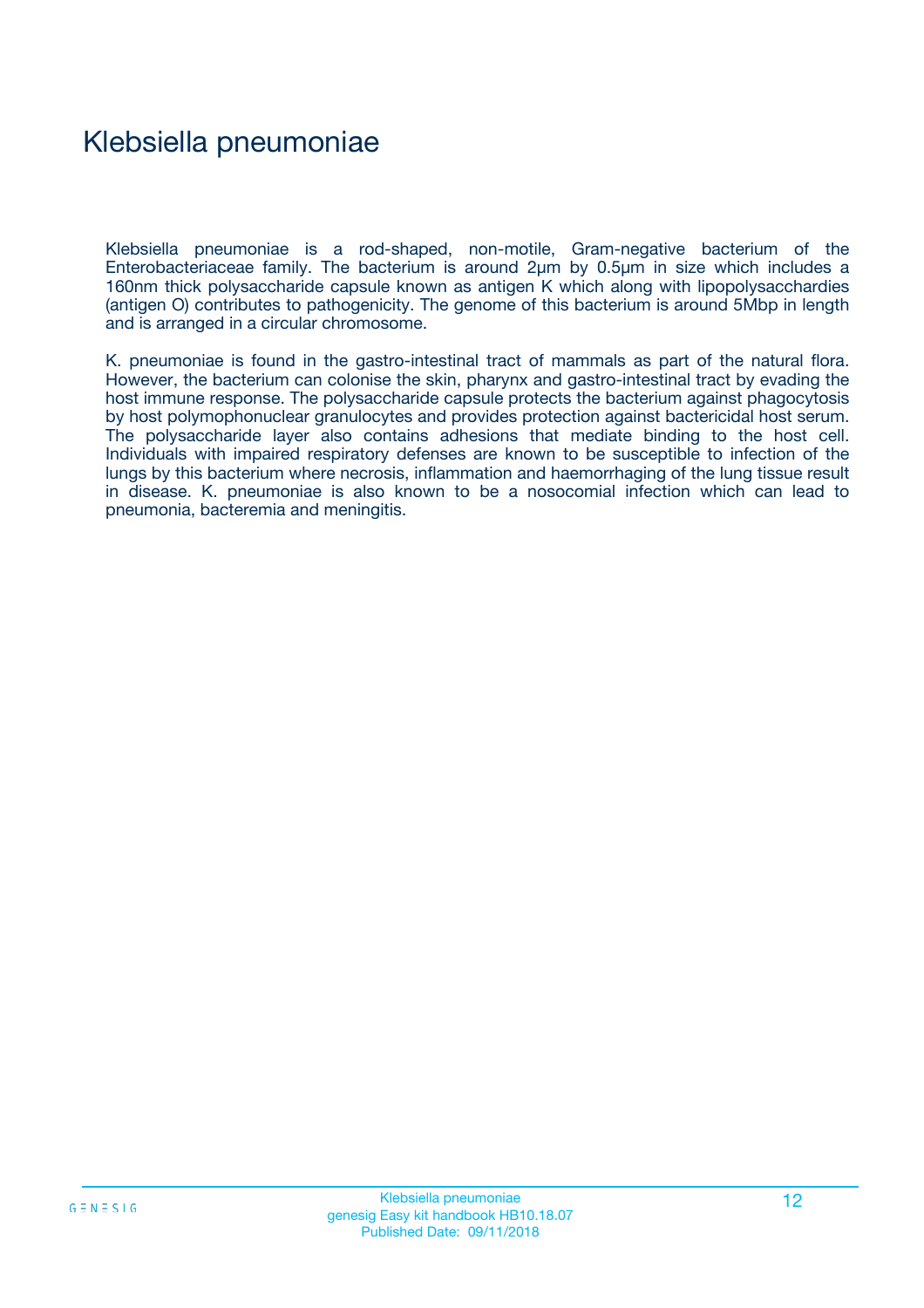# Klebsiella pneumoniae

Klebsiella pneumoniae is a rod-shaped, non-motile, Gram-negative bacterium of the Enterobacteriaceae family. The bacterium is around 2μm by 0.5μm in size which includes a 160nm thick polysaccharide capsule known as antigen K which along with lipopolysacchardies (antigen O) contributes to pathogenicity. The genome of this bacterium is around 5Mbp in length and is arranged in a circular chromosome.

K. pneumoniae is found in the gastro-intestinal tract of mammals as part of the natural flora. However, the bacterium can colonise the skin, pharynx and gastro-intestinal tract by evading the host immune response. The polysaccharide capsule protects the bacterium against phagocytosis by host polymophonuclear granulocytes and provides protection against bactericidal host serum. The polysaccharide layer also contains adhesions that mediate binding to the host cell. Individuals with impaired respiratory defenses are known to be susceptible to infection of the lungs by this bacterium where necrosis, inflammation and haemorrhaging of the lung tissue result in disease. K. pneumoniae is also known to be a nosocomial infection which can lead to pneumonia, bacteremia and meningitis.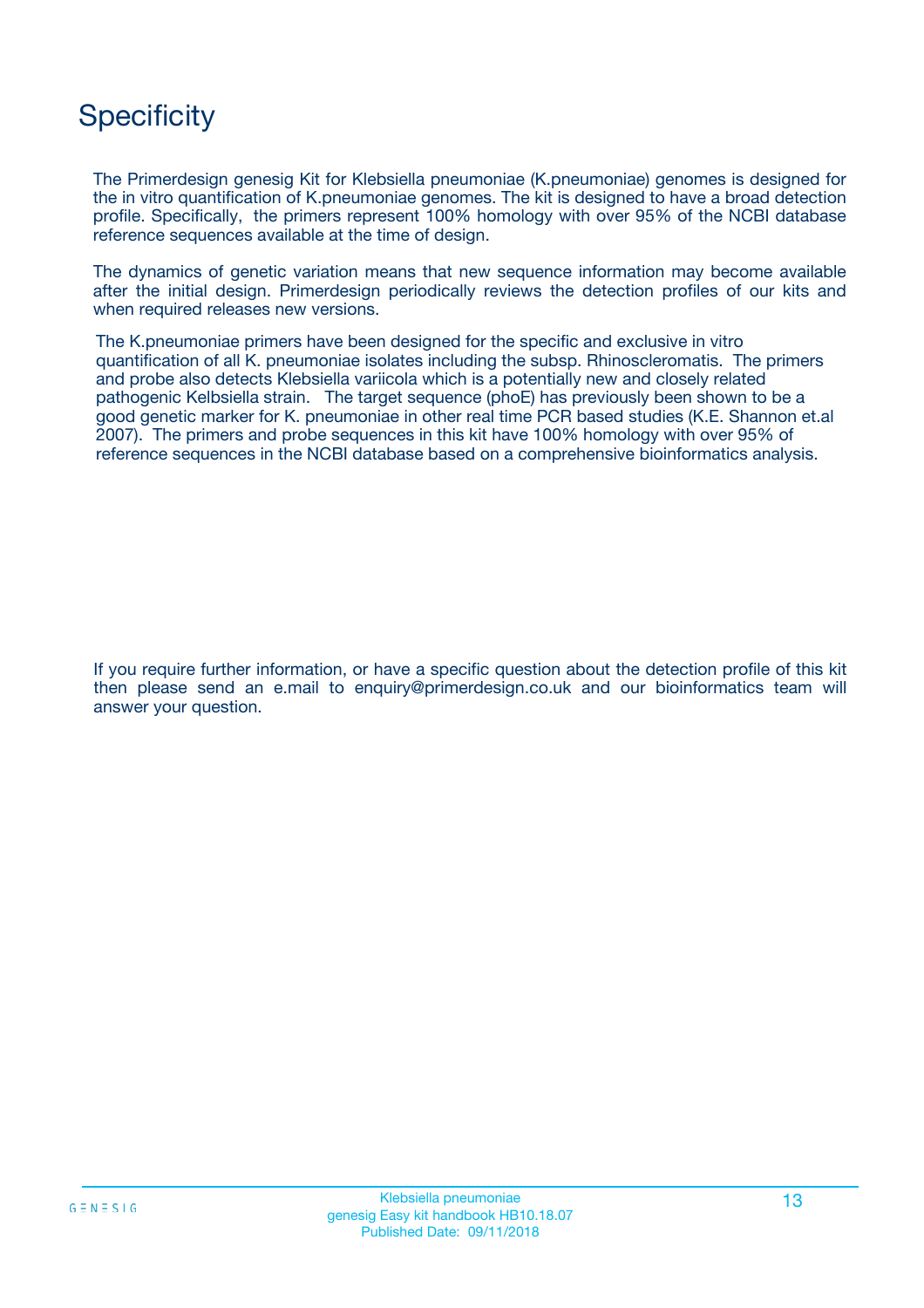# Specificity

The Primerdesign genesig Kit for Klebsiella pneumoniae (K.pneumoniae) genomes is designed for the in vitro quantification of K.pneumoniae genomes. The kit is designed to have a broad detection profile. Specifically, the primers represent 100% homology with over 95% of the NCBI database reference sequences available at the time of design.

The dynamics of genetic variation means that new sequence information may become available after the initial design. Primerdesign periodically reviews the detection profiles of our kits and when required releases new versions.

The K.pneumoniae primers have been designed for the specific and exclusive in vitro quantification of all K. pneumoniae isolates including the subsp. Rhinoscleromatis. The primers and probe also detects Klebsiella variicola which is a potentially new and closely related pathogenic Kelbsiella strain. The target sequence (phoE) has previously been shown to be a good genetic marker for K. pneumoniae in other real time PCR based studies (K.E. Shannon et.al 2007). The primers and probe sequences in this kit have 100% homology with over 95% of reference sequences in the NCBI database based on a comprehensive bioinformatics analysis.

If you require further information, or have a specific question about the detection profile of this kit then please send an e.mail to enquiry@primerdesign.co.uk and our bioinformatics team will answer your question.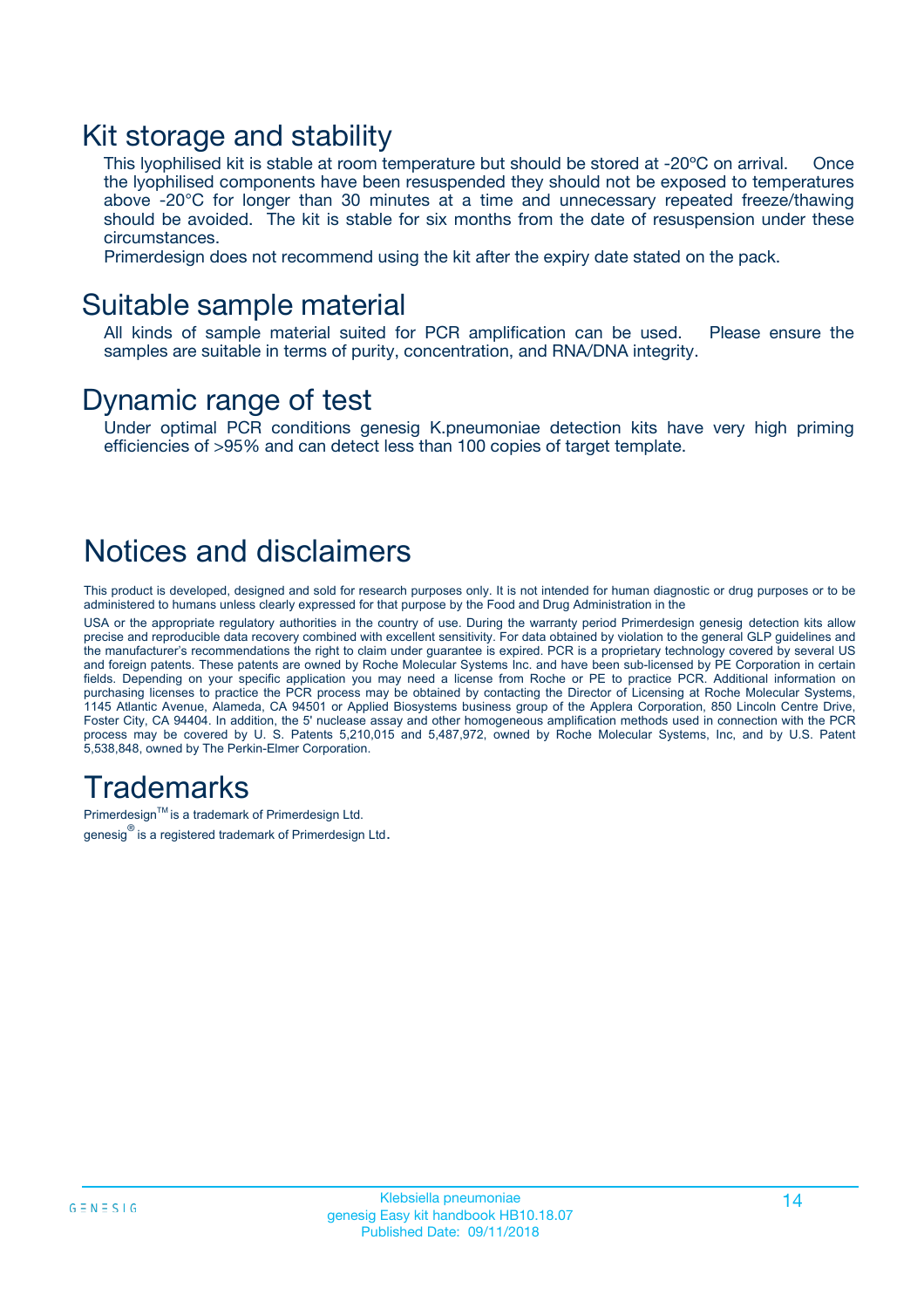# Kit storage and stability

This lyophilised kit is stable at room temperature but should be stored at -20ºC on arrival. Once the lyophilised components have been resuspended they should not be exposed to temperatures above -20°C for longer than 30 minutes at a time and unnecessary repeated freeze/thawing should be avoided. The kit is stable for six months from the date of resuspension under these circumstances.

Primerdesign does not recommend using the kit after the expiry date stated on the pack.

# Suitable sample material

All kinds of sample material suited for PCR amplification can be used. Please ensure the samples are suitable in terms of purity, concentration, and RNA/DNA integrity.

# Dynamic range of test

Under optimal PCR conditions genesig K.pneumoniae detection kits have very high priming efficiencies of >95% and can detect less than 100 copies of target template.

# Notices and disclaimers

This product is developed, designed and sold for research purposes only. It is not intended for human diagnostic or drug purposes or to be administered to humans unless clearly expressed for that purpose by the Food and Drug Administration in the

USA or the appropriate regulatory authorities in the country of use. During the warranty period Primerdesign genesig detection kits allow precise and reproducible data recovery combined with excellent sensitivity. For data obtained by violation to the general GLP guidelines and the manufacturer's recommendations the right to claim under guarantee is expired. PCR is a proprietary technology covered by several US and foreign patents. These patents are owned by Roche Molecular Systems Inc. and have been sub-licensed by PE Corporation in certain fields. Depending on your specific application you may need a license from Roche or PE to practice PCR. Additional information on purchasing licenses to practice the PCR process may be obtained by contacting the Director of Licensing at Roche Molecular Systems, 1145 Atlantic Avenue, Alameda, CA 94501 or Applied Biosystems business group of the Applera Corporation, 850 Lincoln Centre Drive, Foster City, CA 94404. In addition, the 5' nuclease assay and other homogeneous amplification methods used in connection with the PCR process may be covered by U. S. Patents 5,210,015 and 5,487,972, owned by Roche Molecular Systems, Inc, and by U.S. Patent 5,538,848, owned by The Perkin-Elmer Corporation.

# Trademarks

Primerdesign™ is a trademark of Primerdesign Ltd.

genesig® is a registered trademark of Primerdesign Ltd.